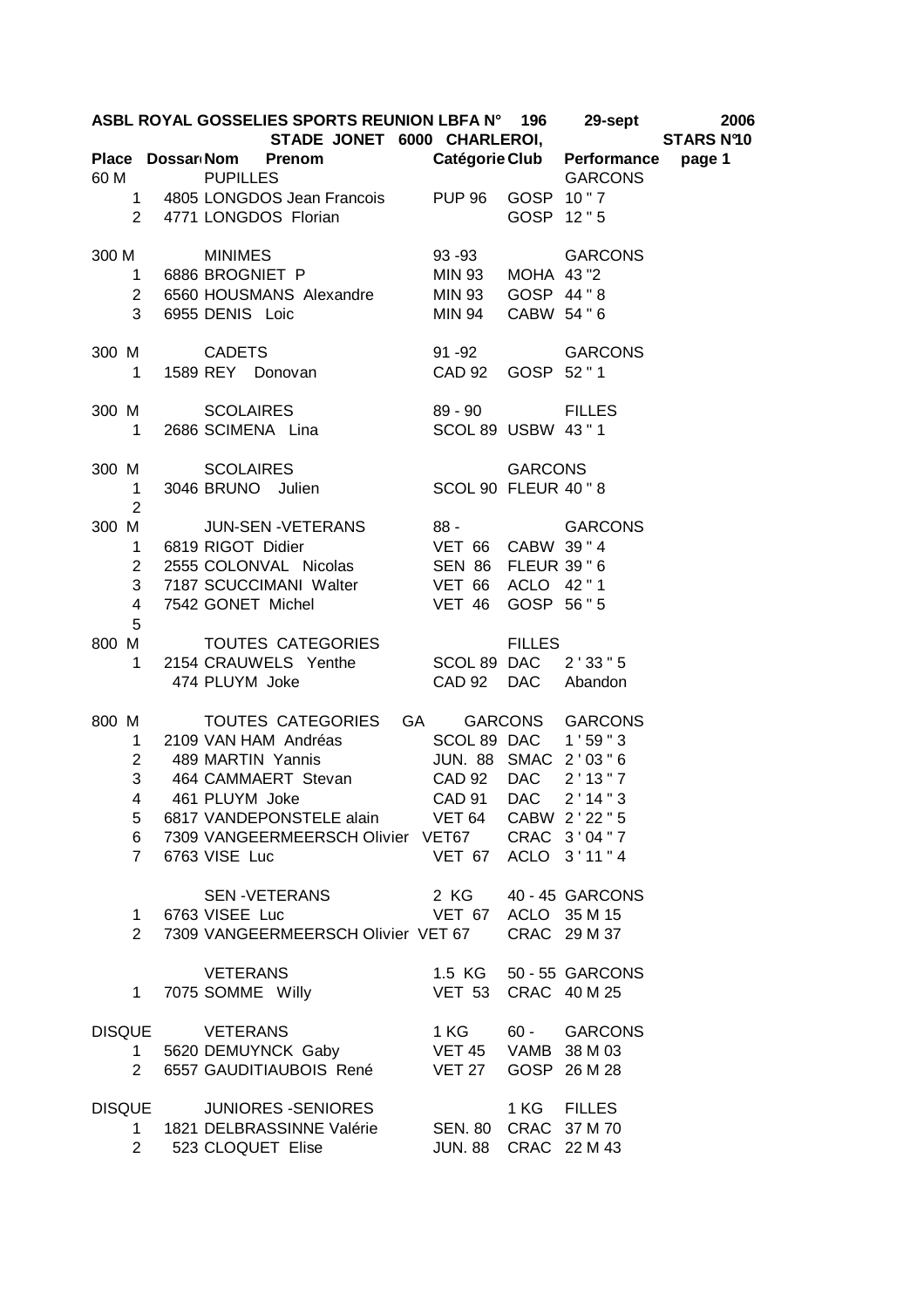**ASBL ROYAL GOSSELIES SPORTS REUNION LBFA N° 196 29-sept 2006**
**STADE JONET 6000 CHARLEROI, STARS N°10**

| Place | Dossard | Nom Prenom | Catégorie | Club | Performance | page 1 |
|---|---|---|---|---|---|---|
| 60 M | | PUPILLES | | | GARCONS | |
| 1 | 4805 | LONGDOS Jean Francois | PUP 96 | GOSP | 10 " 7 | |
| 2 | 4771 | LONGDOS Florian | | GOSP | 12 " 5 | |
| | | | | | | |
| 300 M | | MINIMES | 93 -93 | | GARCONS | |
| 1 | 6886 | BROGNIET P | MIN 93 | MOHA | 43 "2 | |
| 2 | 6560 | HOUSMANS Alexandre | MIN 93 | GOSP | 44 " 8 | |
| 3 | 6955 | DENIS Loic | MIN 94 | CABW | 54 " 6 | |
| | | | | | | |
| 300 M | | CADETS | 91 -92 | | GARCONS | |
| 1 | 1589 | REY Donovan | CAD 92 | GOSP | 52 " 1 | |
| | | | | | | |
| 300 M | | SCOLAIRES | 89 - 90 | | FILLES | |
| 1 | 2686 | SCIMENA Lina | SCOL 89 | USBW | 43 " 1 | |
| | | | | | | |
| 300 M | | SCOLAIRES | | GARCONS | | |
| 1 | 3046 | BRUNO Julien | SCOL 90 | FLEUR | 40 " 8 | |
| 2 | | | | | | |
| 300 M | | JUN-SEN -VETERANS | 88 - | | GARCONS | |
| 1 | 6819 | RIGOT Didier | VET 66 | CABW | 39 " 4 | |
| 2 | 2555 | COLONVAL Nicolas | SEN 86 | FLEUR | 39 " 6 | |
| 3 | 7187 | SCUCCIMANI Walter | VET 66 | ACLO | 42 " 1 | |
| 4 | 7542 | GONET Michel | VET 46 | GOSP | 56 " 5 | |
| 5 | | | | | | |
| 800 M | | TOUTES CATEGORIES | | FILLES | | |
| 1 | 2154 | CRAUWELS Yenthe | SCOL 89 | DAC | 2 ' 33 " 5 | |
| | 474 | PLUYM Joke | CAD 92 | DAC | Abandon | |
| | | | | | | |
| 800 M | | TOUTES CATEGORIES GA | GARCONS | | GARCONS | |
| 1 | 2109 | VAN HAM Andréas | SCOL 89 | DAC | 1 ' 59 " 3 | |
| 2 | 489 | MARTIN Yannis | JUN. 88 | SMAC | 2 ' 03 " 6 | |
| 3 | 464 | CAMMAERT Stevan | CAD 92 | DAC | 2 ' 13 " 7 | |
| 4 | 461 | PLUYM Joke | CAD 91 | DAC | 2 ' 14 " 3 | |
| 5 | 6817 | VANDEPONSTELE alain | VET 64 | CABW | 2 ' 22 " 5 | |
| 6 | 7309 | VANGEERMEERSCH Olivier | VET67 | CRAC | 3 ' 04 " 7 | |
| 7 | 6763 | VISE Luc | VET 67 | ACLO | 3 ' 11 " 4 | |
| | | | | | | |
| | | SEN -VETERANS | 2 KG | 40 - 45 | GARCONS | |
| 1 | 6763 | VISEE Luc | VET 67 | ACLO | 35 M 15 | |
| 2 | 7309 | VANGEERMEERSCH Olivier | VET 67 | CRAC | 29 M 37 | |
| | | | | | | |
| | | VETERANS | 1.5 KG | 50 - 55 | GARCONS | |
| 1 | 7075 | SOMME Willy | VET 53 | CRAC | 40 M 25 | |
| | | | | | | |
| DISQUE | | VETERANS | 1 KG | 60 - | GARCONS | |
| 1 | 5620 | DEMUYNCK Gaby | VET 45 | VAMB | 38 M 03 | |
| 2 | 6557 | GAUDITIAUBOIS René | VET 27 | GOSP | 26 M 28 | |
| | | | | | | |
| DISQUE | | JUNIORES -SENIORES | | 1 KG | FILLES | |
| 1 | 1821 | DELBRASSINNE Valérie | SEN. 80 | CRAC | 37 M 70 | |
| 2 | 523 | CLOQUET Elise | JUN. 88 | CRAC | 22 M 43 | |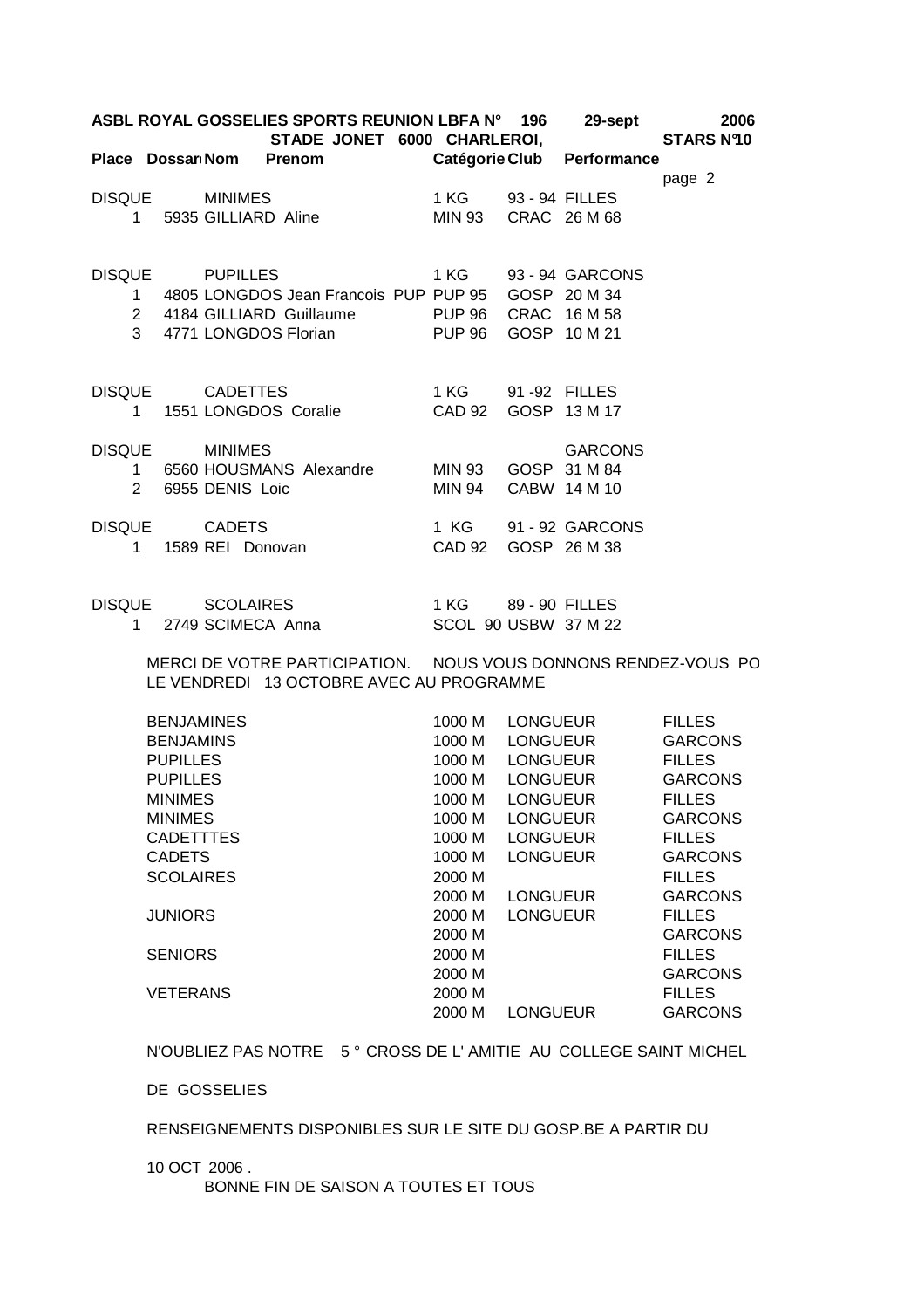| ASBL ROYAL GOSSELIES SPORTS REUNION LBFA N° 196 | | | 29-sept | 2006 |
|---|---|---|---|---|
| STADE JONET 6000 CHARLEROI, | | | | STARS N°10 |

| Place | Dossar Nom Prenom | Catégorie | Club | Performance |
|---|---|---|---|---|
| DISQUE | MINIMES | 1 KG | 93 - 94 FILLES | |
| 1 | 5935 GILLIARD Aline | MIN 93 | CRAC | 26 M 68 |
| DISQUE | PUPILLES | 1 KG | 93 - 94 GARCONS | |
| 1 | 4805 LONGDOS Jean Francois PUP | PUP 95 | GOSP | 20 M 34 |
| 2 | 4184 GILLIARD Guillaume | PUP 96 | CRAC | 16 M 58 |
| 3 | 4771 LONGDOS Florian | PUP 96 | GOSP | 10 M 21 |
| DISQUE | CADETTES | 1 KG | 91 -92 FILLES | |
| 1 | 1551 LONGDOS Coralie | CAD 92 | GOSP | 13 M 17 |
| DISQUE | MINIMES | | GARCONS | |
| 1 | 6560 HOUSMANS Alexandre | MIN 93 | GOSP | 31 M 84 |
| 2 | 6955 DENIS Loic | MIN 94 | CABW | 14 M 10 |
| DISQUE | CADETS | 1 KG | 91 - 92 GARCONS | |
| 1 | 1589 REI Donovan | CAD 92 | GOSP | 26 M 38 |
| DISQUE | SCOLAIRES | 1 KG | 89 - 90 FILLES | |
| 1 | 2749 SCIMECA Anna | SCOL 90 | USBW | 37 M 22 |

MERCI DE VOTRE PARTICIPATION. NOUS VOUS DONNONS RENDEZ-VOUS PO
LE VENDREDI 13 OCTOBRE AVEC AU PROGRAMME

| | | | |
|---|---|---|---|
| BENJAMINES | 1000 M | LONGUEUR | FILLES |
| BENJAMINS | 1000 M | LONGUEUR | GARCONS |
| PUPILLES | 1000 M | LONGUEUR | FILLES |
| PUPILLES | 1000 M | LONGUEUR | GARCONS |
| MINIMES | 1000 M | LONGUEUR | FILLES |
| MINIMES | 1000 M | LONGUEUR | GARCONS |
| CADETTTES | 1000 M | LONGUEUR | FILLES |
| CADETS | 1000 M | LONGUEUR | GARCONS |
| SCOLAIRES | 2000 M | | FILLES |
| | 2000 M | LONGUEUR | GARCONS |
| JUNIORS | 2000 M | LONGUEUR | FILLES |
| | 2000 M | | GARCONS |
| SENIORS | 2000 M | | FILLES |
| | 2000 M | | GARCONS |
| VETERANS | 2000 M | | FILLES |
| | 2000 M | LONGUEUR | GARCONS |

N'OUBLIEZ PAS NOTRE 5 ° CROSS DE L' AMITIE AU COLLEGE SAINT MICHEL

DE GOSSELIES

RENSEIGNEMENTS DISPONIBLES SUR LE SITE DU GOSP.BE A PARTIR DU

10 OCT 2006 .

BONNE FIN DE SAISON A TOUTES ET TOUS